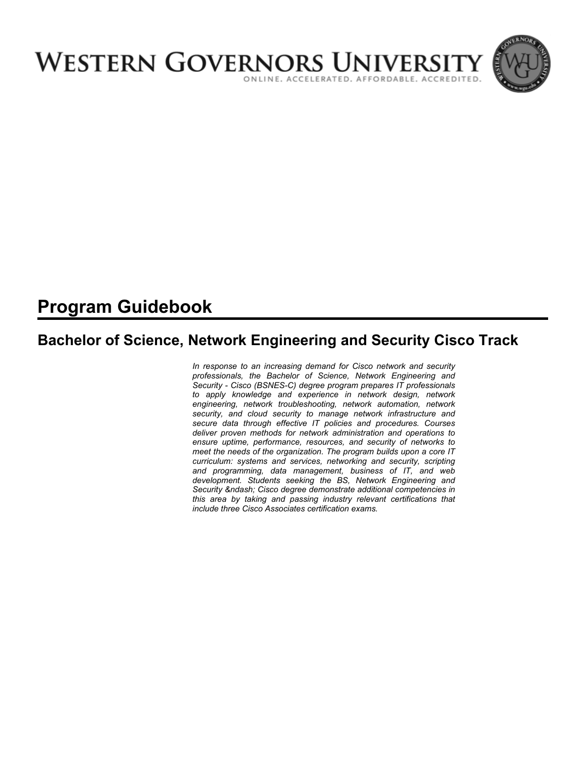# WESTERN GOVERNORS UNIVERSITY

ONLINE. ACCELERATED. AFFORDABLE. ACCREDITED.

# Program Guidebook

## Bachelor of Science, Network Engineering and Security Cisco Track

*In response to an increasing demand for Cisco network and security professionals, the Bachelor of Science, Network Engineering and Security - Cisco (BSNES-C) degree program prepares IT professionals to apply knowledge and experience in network design, network engineering, network troubleshooting, network automation, network security, and cloud security to manage network infrastructure and secure data through effective IT policies and procedures. Courses deliver proven methods for network administration and operations to ensure uptime, performance, resources, and security of networks to meet the needs of the organization. The program builds upon a core IT curriculum: systems and services, networking and security, scripting and programming, data management, business of IT, and web development. Students seeking the BS, Network Engineering and Security &ndash; Cisco degree demonstrate additional competencies in this area by taking and passing industry relevant certifications that include three Cisco Associates certification exams.*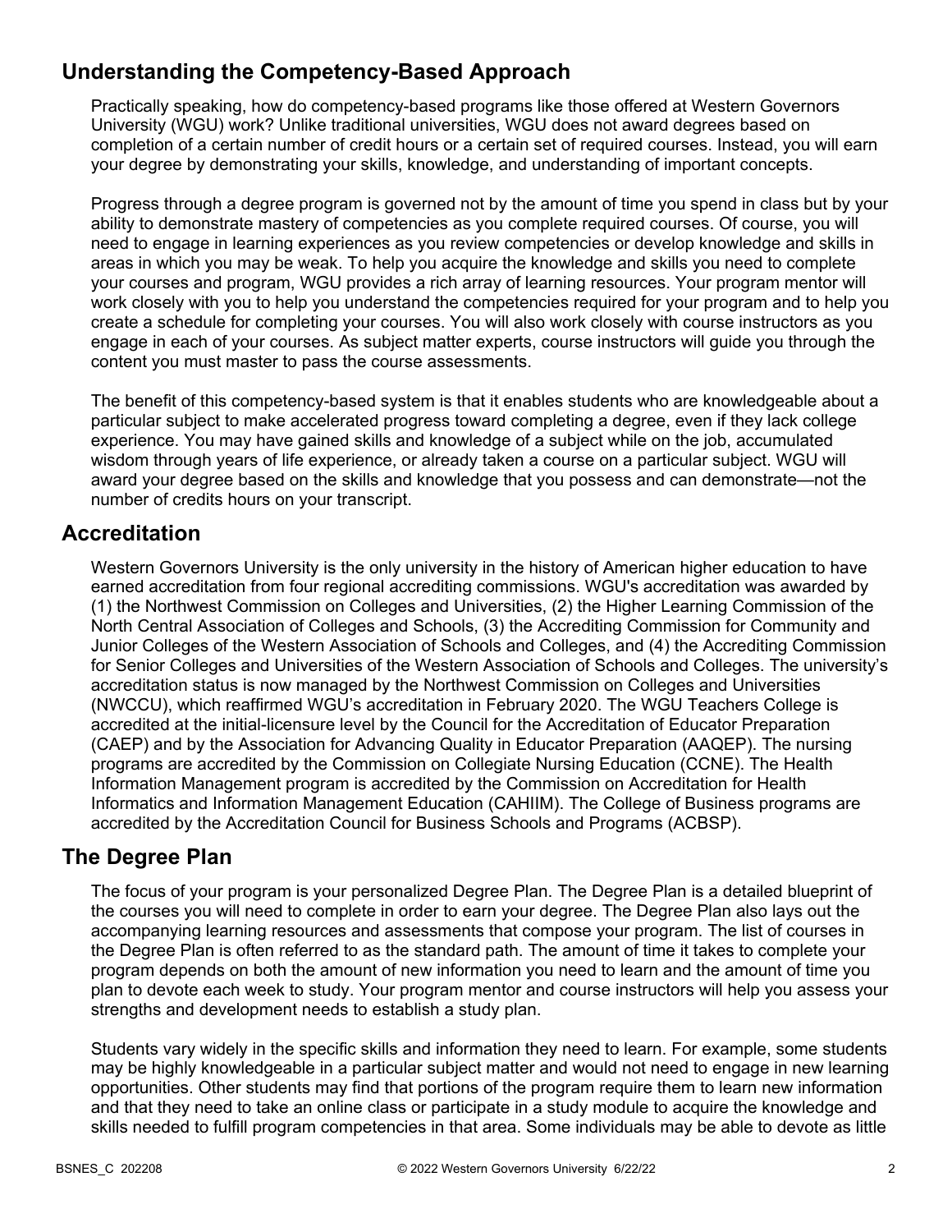## Understanding the Competency-Based Approach

Practically speaking, how do competency-based programs like those offered at Western Governors University (WGU) work? Unlike traditional universities, WGU does not award degrees based on completion of a certain number of credit hours or a certain set of required courses. Instead, you will earn your degree by demonstrating your skills, knowledge, and understanding of important concepts.

Progress through a degree program is governed not by the amount of time you spend in class but by your ability to demonstrate mastery of competencies as you complete required courses. Of course, you will need to engage in learning experiences as you review competencies or develop knowledge and skills in areas in which you may be weak. To help you acquire the knowledge and skills you need to complete your courses and program, WGU provides a rich array of learning resources. Your program mentor will work closely with you to help you understand the competencies required for your program and to help you create a schedule for completing your courses. You will also work closely with course instructors as you engage in each of your courses. As subject matter experts, course instructors will guide you through the content you must master to pass the course assessments.

The benefit of this competency-based system is that it enables students who are knowledgeable about a particular subject to make accelerated progress toward completing a degree, even if they lack college experience. You may have gained skills and knowledge of a subject while on the job, accumulated wisdom through years of life experience, or already taken a course on a particular subject. WGU will award your degree based on the skills and knowledge that you possess and can demonstrate—not the number of credits hours on your transcript.

## Accreditation

Western Governors University is the only university in the history of American higher education to have earned accreditation from four regional accrediting commissions. WGU's accreditation was awarded by (1) the Northwest Commission on Colleges and Universities, (2) the Higher Learning Commission of the North Central Association of Colleges and Schools, (3) the Accrediting Commission for Community and Junior Colleges of the Western Association of Schools and Colleges, and (4) the Accrediting Commission for Senior Colleges and Universities of the Western Association of Schools and Colleges. The university's accreditation status is now managed by the Northwest Commission on Colleges and Universities (NWCCU), which reaffirmed WGU's accreditation in February 2020. The WGU Teachers College is accredited at the initial-licensure level by the Council for the Accreditation of Educator Preparation (CAEP) and by the Association for Advancing Quality in Educator Preparation (AAQEP). The nursing programs are accredited by the Commission on Collegiate Nursing Education (CCNE). The Health Information Management program is accredited by the Commission on Accreditation for Health Informatics and Information Management Education (CAHIIM). The College of Business programs are accredited by the Accreditation Council for Business Schools and Programs (ACBSP).

## The Degree Plan

The focus of your program is your personalized Degree Plan. The Degree Plan is a detailed blueprint of the courses you will need to complete in order to earn your degree. The Degree Plan also lays out the accompanying learning resources and assessments that compose your program. The list of courses in the Degree Plan is often referred to as the standard path. The amount of time it takes to complete your program depends on both the amount of new information you need to learn and the amount of time you plan to devote each week to study. Your program mentor and course instructors will help you assess your strengths and development needs to establish a study plan.

Students vary widely in the specific skills and information they need to learn. For example, some students may be highly knowledgeable in a particular subject matter and would not need to engage in new learning opportunities. Other students may find that portions of the program require them to learn new information and that they need to take an online class or participate in a study module to acquire the knowledge and skills needed to fulfill program competencies in that area. Some individuals may be able to devote as little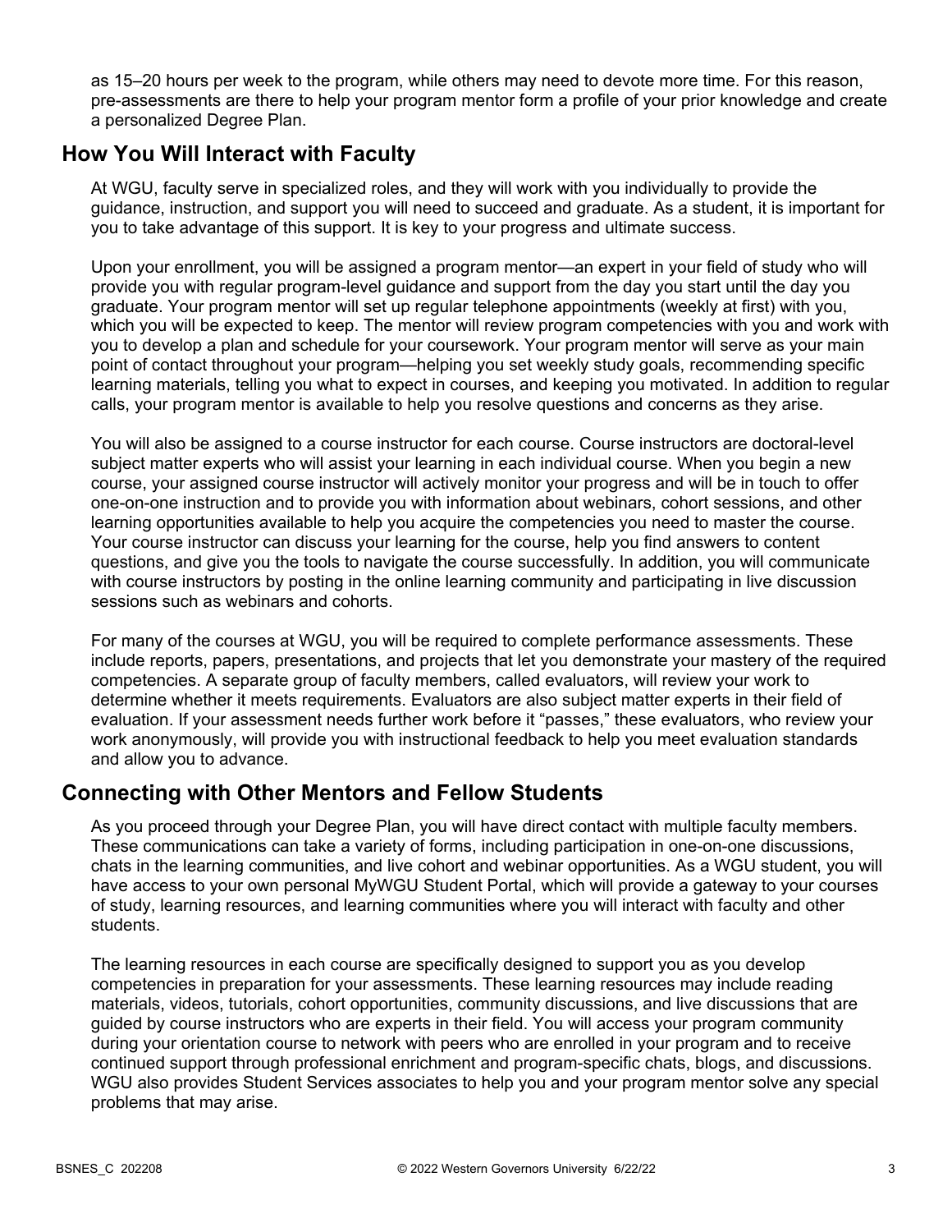as 15–20 hours per week to the program, while others may need to devote more time. For this reason, pre-assessments are there to help your program mentor form a profile of your prior knowledge and create a personalized Degree Plan.

## How You Will Interact with Faculty

At WGU, faculty serve in specialized roles, and they will work with you individually to provide the guidance, instruction, and support you will need to succeed and graduate. As a student, it is important for you to take advantage of this support. It is key to your progress and ultimate success.

Upon your enrollment, you will be assigned a program mentor—an expert in your field of study who will provide you with regular program-level guidance and support from the day you start until the day you graduate. Your program mentor will set up regular telephone appointments (weekly at first) with you, which you will be expected to keep. The mentor will review program competencies with you and work with you to develop a plan and schedule for your coursework. Your program mentor will serve as your main point of contact throughout your program—helping you set weekly study goals, recommending specific learning materials, telling you what to expect in courses, and keeping you motivated. In addition to regular calls, your program mentor is available to help you resolve questions and concerns as they arise.

You will also be assigned to a course instructor for each course. Course instructors are doctoral-level subject matter experts who will assist your learning in each individual course. When you begin a new course, your assigned course instructor will actively monitor your progress and will be in touch to offer one-on-one instruction and to provide you with information about webinars, cohort sessions, and other learning opportunities available to help you acquire the competencies you need to master the course. Your course instructor can discuss your learning for the course, help you find answers to content questions, and give you the tools to navigate the course successfully. In addition, you will communicate with course instructors by posting in the online learning community and participating in live discussion sessions such as webinars and cohorts.

For many of the courses at WGU, you will be required to complete performance assessments. These include reports, papers, presentations, and projects that let you demonstrate your mastery of the required competencies. A separate group of faculty members, called evaluators, will review your work to determine whether it meets requirements. Evaluators are also subject matter experts in their field of evaluation. If your assessment needs further work before it "passes," these evaluators, who review your work anonymously, will provide you with instructional feedback to help you meet evaluation standards and allow you to advance.

## Connecting with Other Mentors and Fellow Students

As you proceed through your Degree Plan, you will have direct contact with multiple faculty members. These communications can take a variety of forms, including participation in one-on-one discussions, chats in the learning communities, and live cohort and webinar opportunities. As a WGU student, you will have access to your own personal MyWGU Student Portal, which will provide a gateway to your courses of study, learning resources, and learning communities where you will interact with faculty and other students.

The learning resources in each course are specifically designed to support you as you develop competencies in preparation for your assessments. These learning resources may include reading materials, videos, tutorials, cohort opportunities, community discussions, and live discussions that are guided by course instructors who are experts in their field. You will access your program community during your orientation course to network with peers who are enrolled in your program and to receive continued support through professional enrichment and program-specific chats, blogs, and discussions. WGU also provides Student Services associates to help you and your program mentor solve any special problems that may arise.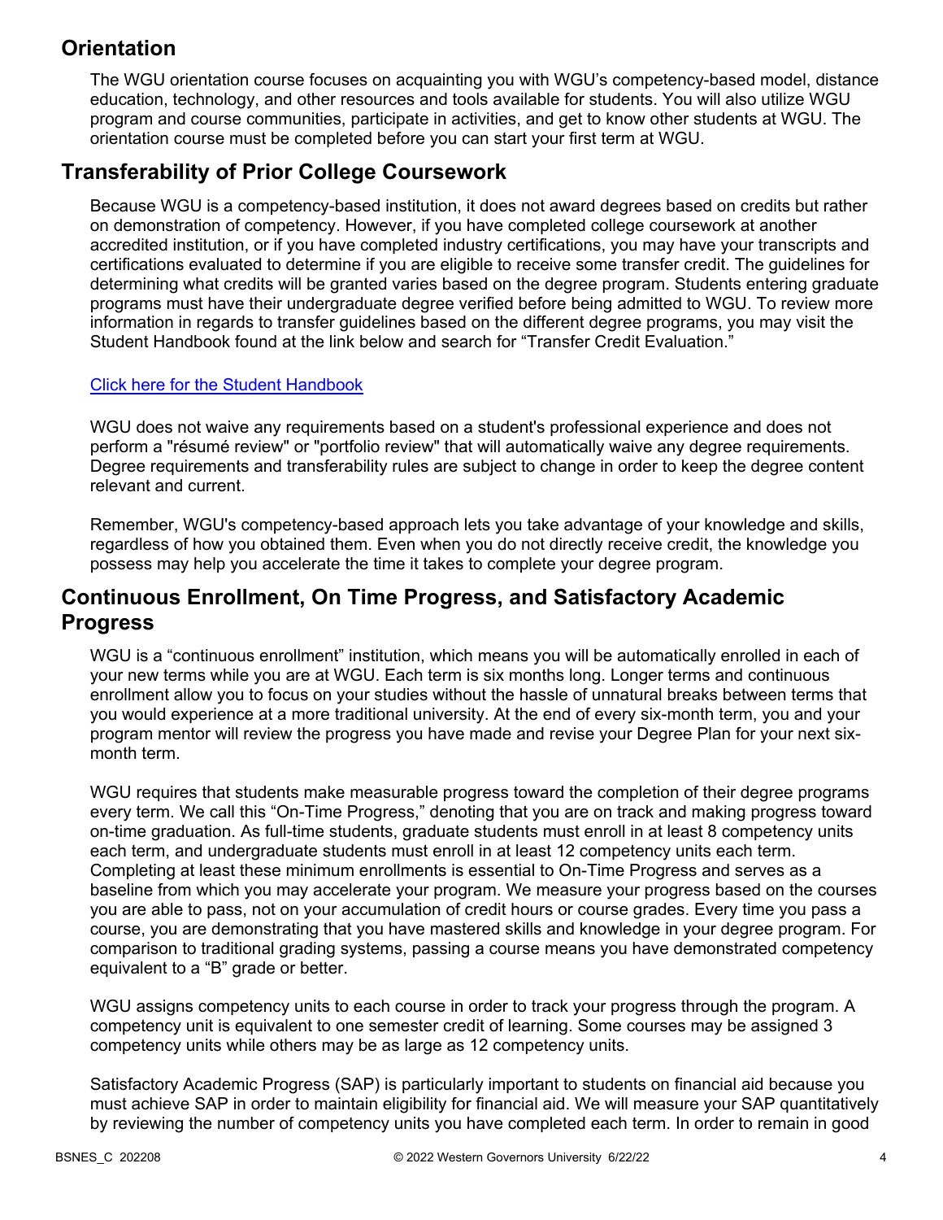## Orientation

The WGU orientation course focuses on acquainting you with WGU's competency-based model, distance education, technology, and other resources and tools available for students. You will also utilize WGU program and course communities, participate in activities, and get to know other students at WGU. The orientation course must be completed before you can start your first term at WGU.

## Transferability of Prior College Coursework

Because WGU is a competency-based institution, it does not award degrees based on credits but rather on demonstration of competency. However, if you have completed college coursework at another accredited institution, or if you have completed industry certifications, you may have your transcripts and certifications evaluated to determine if you are eligible to receive some transfer credit. The guidelines for determining what credits will be granted varies based on the degree program. Students entering graduate programs must have their undergraduate degree verified before being admitted to WGU. To review more information in regards to transfer guidelines based on the different degree programs, you may visit the Student Handbook found at the link below and search for "Transfer Credit Evaluation."

Click here for the Student Handbook

WGU does not waive any requirements based on a student's professional experience and does not perform a "résumé review" or "portfolio review" that will automatically waive any degree requirements. Degree requirements and transferability rules are subject to change in order to keep the degree content relevant and current.

Remember, WGU's competency-based approach lets you take advantage of your knowledge and skills, regardless of how you obtained them. Even when you do not directly receive credit, the knowledge you possess may help you accelerate the time it takes to complete your degree program.

## Continuous Enrollment, On Time Progress, and Satisfactory Academic Progress

WGU is a "continuous enrollment" institution, which means you will be automatically enrolled in each of your new terms while you are at WGU. Each term is six months long. Longer terms and continuous enrollment allow you to focus on your studies without the hassle of unnatural breaks between terms that you would experience at a more traditional university. At the end of every six-month term, you and your program mentor will review the progress you have made and revise your Degree Plan for your next six-month term.

WGU requires that students make measurable progress toward the completion of their degree programs every term. We call this "On-Time Progress," denoting that you are on track and making progress toward on-time graduation. As full-time students, graduate students must enroll in at least 8 competency units each term, and undergraduate students must enroll in at least 12 competency units each term. Completing at least these minimum enrollments is essential to On-Time Progress and serves as a baseline from which you may accelerate your program. We measure your progress based on the courses you are able to pass, not on your accumulation of credit hours or course grades. Every time you pass a course, you are demonstrating that you have mastered skills and knowledge in your degree program. For comparison to traditional grading systems, passing a course means you have demonstrated competency equivalent to a "B" grade or better.

WGU assigns competency units to each course in order to track your progress through the program. A competency unit is equivalent to one semester credit of learning. Some courses may be assigned 3 competency units while others may be as large as 12 competency units.

Satisfactory Academic Progress (SAP) is particularly important to students on financial aid because you must achieve SAP in order to maintain eligibility for financial aid. We will measure your SAP quantitatively by reviewing the number of competency units you have completed each term. In order to remain in good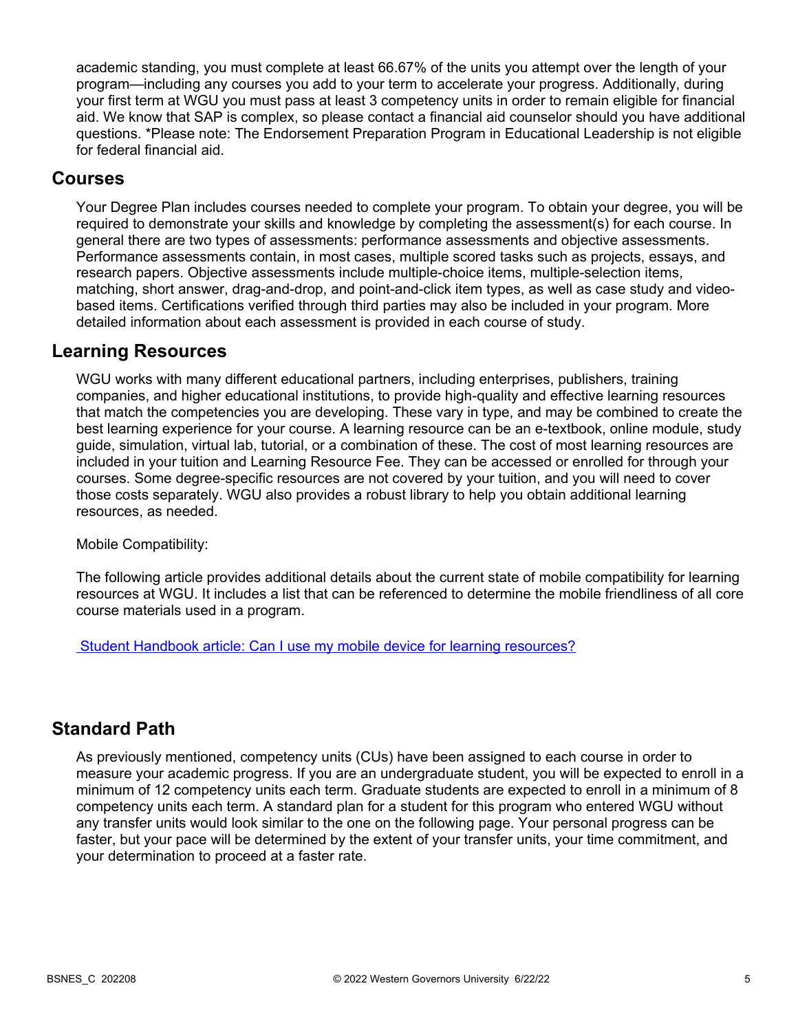academic standing, you must complete at least 66.67% of the units you attempt over the length of your program—including any courses you add to your term to accelerate your progress. Additionally, during your first term at WGU you must pass at least 3 competency units in order to remain eligible for financial aid. We know that SAP is complex, so please contact a financial aid counselor should you have additional questions. *Please note: The Endorsement Preparation Program in Educational Leadership is not eligible for federal financial aid.

## Courses

Your Degree Plan includes courses needed to complete your program. To obtain your degree, you will be required to demonstrate your skills and knowledge by completing the assessment(s) for each course. In general there are two types of assessments: performance assessments and objective assessments. Performance assessments contain, in most cases, multiple scored tasks such as projects, essays, and research papers. Objective assessments include multiple-choice items, multiple-selection items, matching, short answer, drag-and-drop, and point-and-click item types, as well as case study and video-based items. Certifications verified through third parties may also be included in your program. More detailed information about each assessment is provided in each course of study.

## Learning Resources

WGU works with many different educational partners, including enterprises, publishers, training companies, and higher educational institutions, to provide high-quality and effective learning resources that match the competencies you are developing. These vary in type, and may be combined to create the best learning experience for your course. A learning resource can be an e-textbook, online module, study guide, simulation, virtual lab, tutorial, or a combination of these. The cost of most learning resources are included in your tuition and Learning Resource Fee. They can be accessed or enrolled for through your courses. Some degree-specific resources are not covered by your tuition, and you will need to cover those costs separately. WGU also provides a robust library to help you obtain additional learning resources, as needed.

Mobile Compatibility:

The following article provides additional details about the current state of mobile compatibility for learning resources at WGU. It includes a list that can be referenced to determine the mobile friendliness of all core course materials used in a program.

Student Handbook article: Can I use my mobile device for learning resources?

## Standard Path

As previously mentioned, competency units (CUs) have been assigned to each course in order to measure your academic progress. If you are an undergraduate student, you will be expected to enroll in a minimum of 12 competency units each term. Graduate students are expected to enroll in a minimum of 8 competency units each term. A standard plan for a student for this program who entered WGU without any transfer units would look similar to the one on the following page. Your personal progress can be faster, but your pace will be determined by the extent of your transfer units, your time commitment, and your determination to proceed at a faster rate.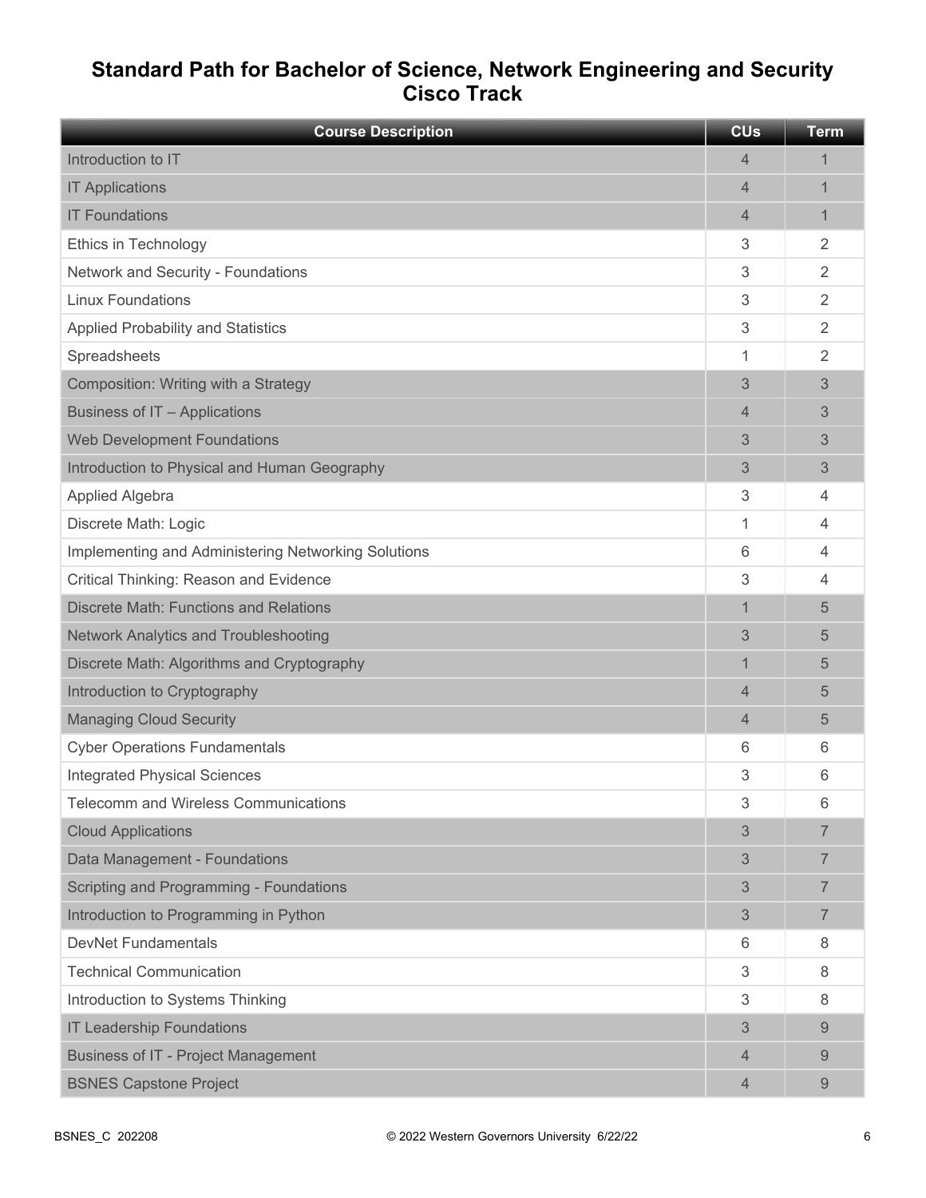# Standard Path for Bachelor of Science, Network Engineering and Security Cisco Track

| Course Description | CUs | Term |
|---|---|---|
| Introduction to IT | 4 | 1 |
| IT Applications | 4 | 1 |
| IT Foundations | 4 | 1 |
| Ethics in Technology | 3 | 2 |
| Network and Security - Foundations | 3 | 2 |
| Linux Foundations | 3 | 2 |
| Applied Probability and Statistics | 3 | 2 |
| Spreadsheets | 1 | 2 |
| Composition: Writing with a Strategy | 3 | 3 |
| Business of IT – Applications | 4 | 3 |
| Web Development Foundations | 3 | 3 |
| Introduction to Physical and Human Geography | 3 | 3 |
| Applied Algebra | 3 | 4 |
| Discrete Math: Logic | 1 | 4 |
| Implementing and Administering Networking Solutions | 6 | 4 |
| Critical Thinking: Reason and Evidence | 3 | 4 |
| Discrete Math: Functions and Relations | 1 | 5 |
| Network Analytics and Troubleshooting | 3 | 5 |
| Discrete Math: Algorithms and Cryptography | 1 | 5 |
| Introduction to Cryptography | 4 | 5 |
| Managing Cloud Security | 4 | 5 |
| Cyber Operations Fundamentals | 6 | 6 |
| Integrated Physical Sciences | 3 | 6 |
| Telecomm and Wireless Communications | 3 | 6 |
| Cloud Applications | 3 | 7 |
| Data Management - Foundations | 3 | 7 |
| Scripting and Programming - Foundations | 3 | 7 |
| Introduction to Programming in Python | 3 | 7 |
| DevNet Fundamentals | 6 | 8 |
| Technical Communication | 3 | 8 |
| Introduction to Systems Thinking | 3 | 8 |
| IT Leadership Foundations | 3 | 9 |
| Business of IT - Project Management | 4 | 9 |
| BSNES Capstone Project | 4 | 9 |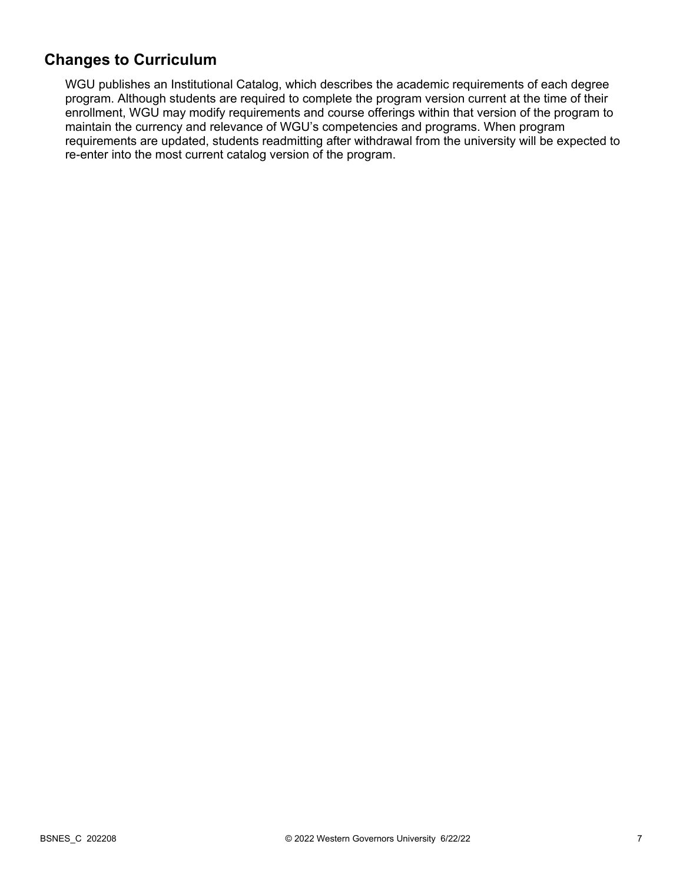## Changes to Curriculum

WGU publishes an Institutional Catalog, which describes the academic requirements of each degree program. Although students are required to complete the program version current at the time of their enrollment, WGU may modify requirements and course offerings within that version of the program to maintain the currency and relevance of WGU's competencies and programs. When program requirements are updated, students readmitting after withdrawal from the university will be expected to re-enter into the most current catalog version of the program.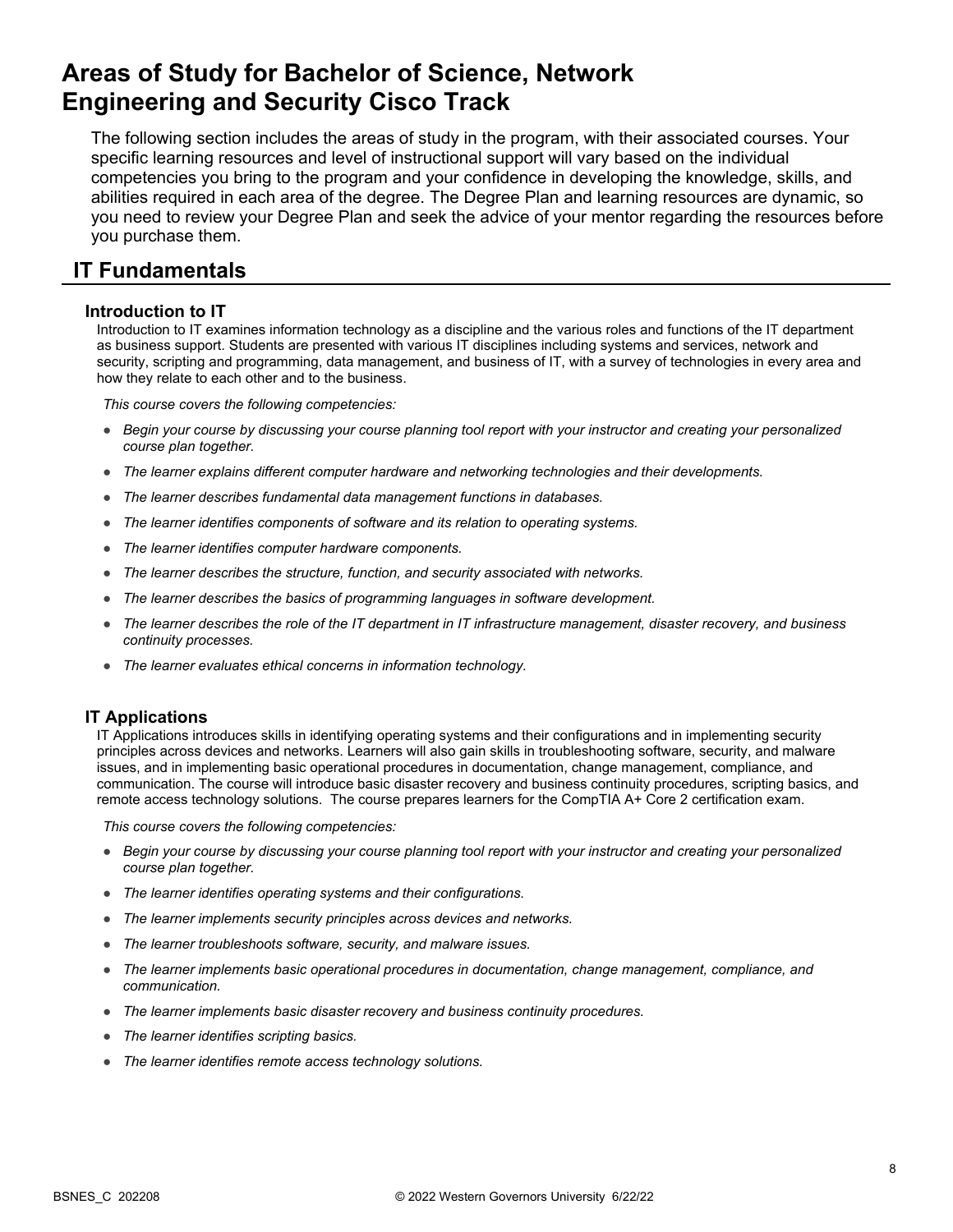# Areas of Study for Bachelor of Science, Network Engineering and Security Cisco Track

The following section includes the areas of study in the program, with their associated courses. Your specific learning resources and level of instructional support will vary based on the individual competencies you bring to the program and your confidence in developing the knowledge, skills, and abilities required in each area of the degree. The Degree Plan and learning resources are dynamic, so you need to review your Degree Plan and seek the advice of your mentor regarding the resources before you purchase them.

## IT Fundamentals

### Introduction to IT

Introduction to IT examines information technology as a discipline and the various roles and functions of the IT department as business support. Students are presented with various IT disciplines including systems and services, network and security, scripting and programming, data management, and business of IT, with a survey of technologies in every area and how they relate to each other and to the business.

*This course covers the following competencies:*

- *Begin your course by discussing your course planning tool report with your instructor and creating your personalized course plan together.*
- *The learner explains different computer hardware and networking technologies and their developments.*
- *The learner describes fundamental data management functions in databases.*
- *The learner identifies components of software and its relation to operating systems.*
- *The learner identifies computer hardware components.*
- *The learner describes the structure, function, and security associated with networks.*
- *The learner describes the basics of programming languages in software development.*
- *The learner describes the role of the IT department in IT infrastructure management, disaster recovery, and business continuity processes.*
- *The learner evaluates ethical concerns in information technology.*

### IT Applications

IT Applications introduces skills in identifying operating systems and their configurations and in implementing security principles across devices and networks. Learners will also gain skills in troubleshooting software, security, and malware issues, and in implementing basic operational procedures in documentation, change management, compliance, and communication. The course will introduce basic disaster recovery and business continuity procedures, scripting basics, and remote access technology solutions. The course prepares learners for the CompTIA A+ Core 2 certification exam.

*This course covers the following competencies:*

- *Begin your course by discussing your course planning tool report with your instructor and creating your personalized course plan together.*
- *The learner identifies operating systems and their configurations.*
- *The learner implements security principles across devices and networks.*
- *The learner troubleshoots software, security, and malware issues.*
- *The learner implements basic operational procedures in documentation, change management, compliance, and communication.*
- *The learner implements basic disaster recovery and business continuity procedures.*
- *The learner identifies scripting basics.*
- *The learner identifies remote access technology solutions.*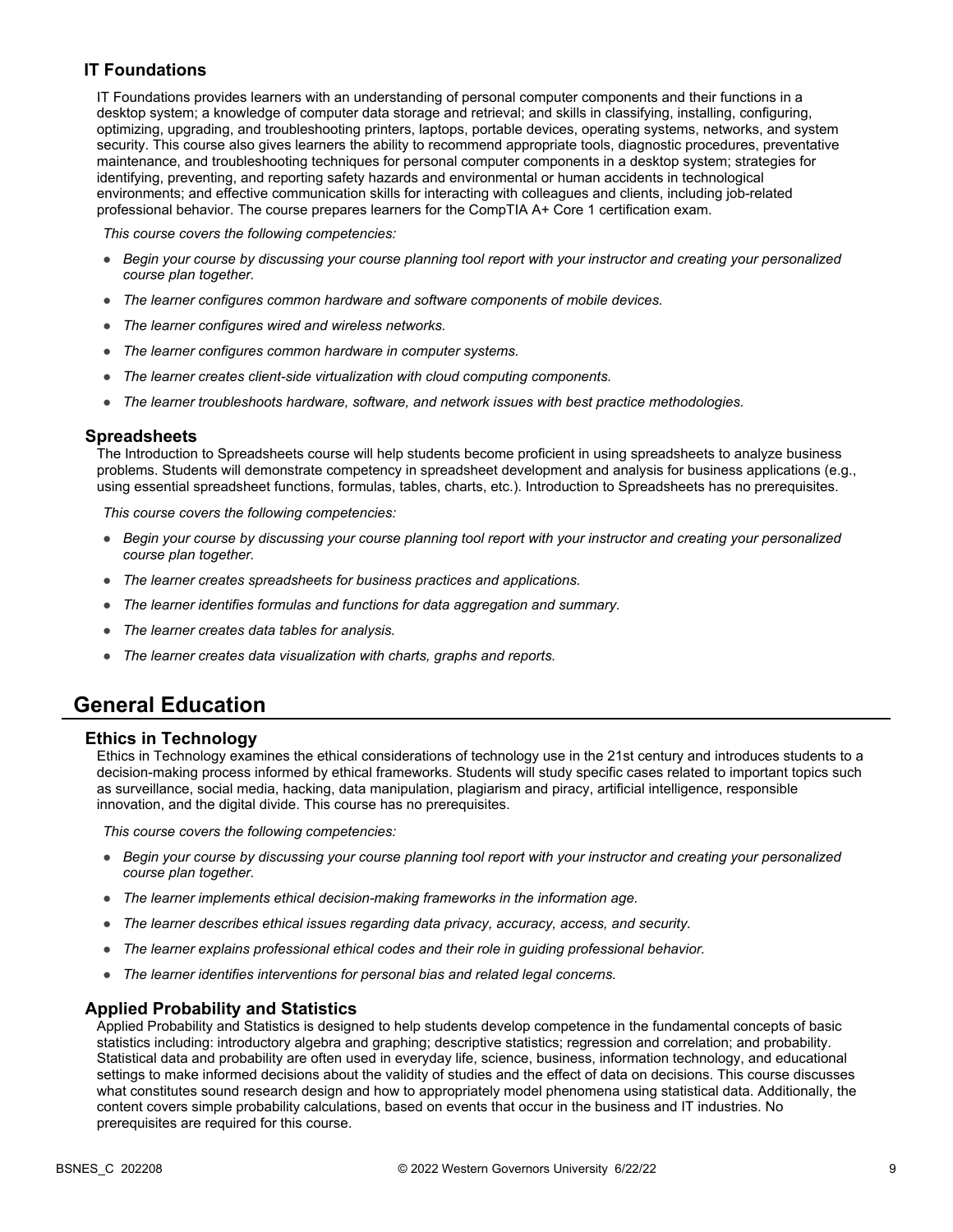### IT Foundations

IT Foundations provides learners with an understanding of personal computer components and their functions in a desktop system; a knowledge of computer data storage and retrieval; and skills in classifying, installing, configuring, optimizing, upgrading, and troubleshooting printers, laptops, portable devices, operating systems, networks, and system security. This course also gives learners the ability to recommend appropriate tools, diagnostic procedures, preventative maintenance, and troubleshooting techniques for personal computer components in a desktop system; strategies for identifying, preventing, and reporting safety hazards and environmental or human accidents in technological environments; and effective communication skills for interacting with colleagues and clients, including job-related professional behavior. The course prepares learners for the CompTIA A+ Core 1 certification exam.

*This course covers the following competencies:*

- *Begin your course by discussing your course planning tool report with your instructor and creating your personalized course plan together.*
- *The learner configures common hardware and software components of mobile devices.*
- *The learner configures wired and wireless networks.*
- *The learner configures common hardware in computer systems.*
- *The learner creates client-side virtualization with cloud computing components.*
- *The learner troubleshoots hardware, software, and network issues with best practice methodologies.*

### Spreadsheets

The Introduction to Spreadsheets course will help students become proficient in using spreadsheets to analyze business problems. Students will demonstrate competency in spreadsheet development and analysis for business applications (e.g., using essential spreadsheet functions, formulas, tables, charts, etc.). Introduction to Spreadsheets has no prerequisites.

*This course covers the following competencies:*

- *Begin your course by discussing your course planning tool report with your instructor and creating your personalized course plan together.*
- *The learner creates spreadsheets for business practices and applications.*
- *The learner identifies formulas and functions for data aggregation and summary.*
- *The learner creates data tables for analysis.*
- *The learner creates data visualization with charts, graphs and reports.*

## General Education

### Ethics in Technology

Ethics in Technology examines the ethical considerations of technology use in the 21st century and introduces students to a decision-making process informed by ethical frameworks. Students will study specific cases related to important topics such as surveillance, social media, hacking, data manipulation, plagiarism and piracy, artificial intelligence, responsible innovation, and the digital divide. This course has no prerequisites.

*This course covers the following competencies:*

- *Begin your course by discussing your course planning tool report with your instructor and creating your personalized course plan together.*
- *The learner implements ethical decision-making frameworks in the information age.*
- *The learner describes ethical issues regarding data privacy, accuracy, access, and security.*
- *The learner explains professional ethical codes and their role in guiding professional behavior.*
- *The learner identifies interventions for personal bias and related legal concerns.*

### Applied Probability and Statistics

Applied Probability and Statistics is designed to help students develop competence in the fundamental concepts of basic statistics including: introductory algebra and graphing; descriptive statistics; regression and correlation; and probability. Statistical data and probability are often used in everyday life, science, business, information technology, and educational settings to make informed decisions about the validity of studies and the effect of data on decisions. This course discusses what constitutes sound research design and how to appropriately model phenomena using statistical data. Additionally, the content covers simple probability calculations, based on events that occur in the business and IT industries. No prerequisites are required for this course.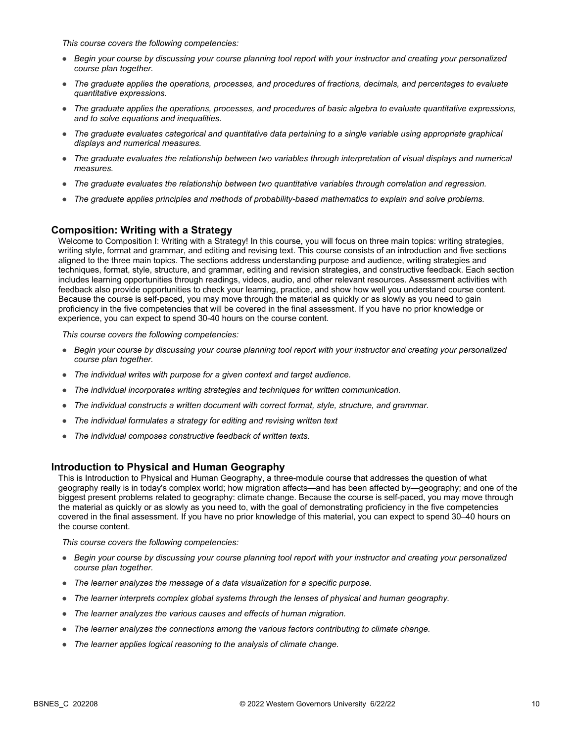*This course covers the following competencies:*

- *Begin your course by discussing your course planning tool report with your instructor and creating your personalized course plan together.*
- *The graduate applies the operations, processes, and procedures of fractions, decimals, and percentages to evaluate quantitative expressions.*
- *The graduate applies the operations, processes, and procedures of basic algebra to evaluate quantitative expressions, and to solve equations and inequalities.*
- *The graduate evaluates categorical and quantitative data pertaining to a single variable using appropriate graphical displays and numerical measures.*
- *The graduate evaluates the relationship between two variables through interpretation of visual displays and numerical measures.*
- *The graduate evaluates the relationship between two quantitative variables through correlation and regression.*
- *The graduate applies principles and methods of probability-based mathematics to explain and solve problems.*

### Composition: Writing with a Strategy

Welcome to Composition I: Writing with a Strategy! In this course, you will focus on three main topics: writing strategies, writing style, format and grammar, and editing and revising text. This course consists of an introduction and five sections aligned to the three main topics. The sections address understanding purpose and audience, writing strategies and techniques, format, style, structure, and grammar, editing and revision strategies, and constructive feedback. Each section includes learning opportunities through readings, videos, audio, and other relevant resources. Assessment activities with feedback also provide opportunities to check your learning, practice, and show how well you understand course content. Because the course is self-paced, you may move through the material as quickly or as slowly as you need to gain proficiency in the five competencies that will be covered in the final assessment. If you have no prior knowledge or experience, you can expect to spend 30-40 hours on the course content.

*This course covers the following competencies:*

- *Begin your course by discussing your course planning tool report with your instructor and creating your personalized course plan together.*
- *The individual writes with purpose for a given context and target audience.*
- *The individual incorporates writing strategies and techniques for written communication.*
- *The individual constructs a written document with correct format, style, structure, and grammar.*
- *The individual formulates a strategy for editing and revising written text*
- *The individual composes constructive feedback of written texts.*

### Introduction to Physical and Human Geography

This is Introduction to Physical and Human Geography, a three-module course that addresses the question of what geography really is in today's complex world; how migration affects—and has been affected by—geography; and one of the biggest present problems related to geography: climate change. Because the course is self-paced, you may move through the material as quickly or as slowly as you need to, with the goal of demonstrating proficiency in the five competencies covered in the final assessment. If you have no prior knowledge of this material, you can expect to spend 30–40 hours on the course content.

*This course covers the following competencies:*

- *Begin your course by discussing your course planning tool report with your instructor and creating your personalized course plan together.*
- *The learner analyzes the message of a data visualization for a specific purpose.*
- *The learner interprets complex global systems through the lenses of physical and human geography.*
- *The learner analyzes the various causes and effects of human migration.*
- *The learner analyzes the connections among the various factors contributing to climate change.*
- *The learner applies logical reasoning to the analysis of climate change.*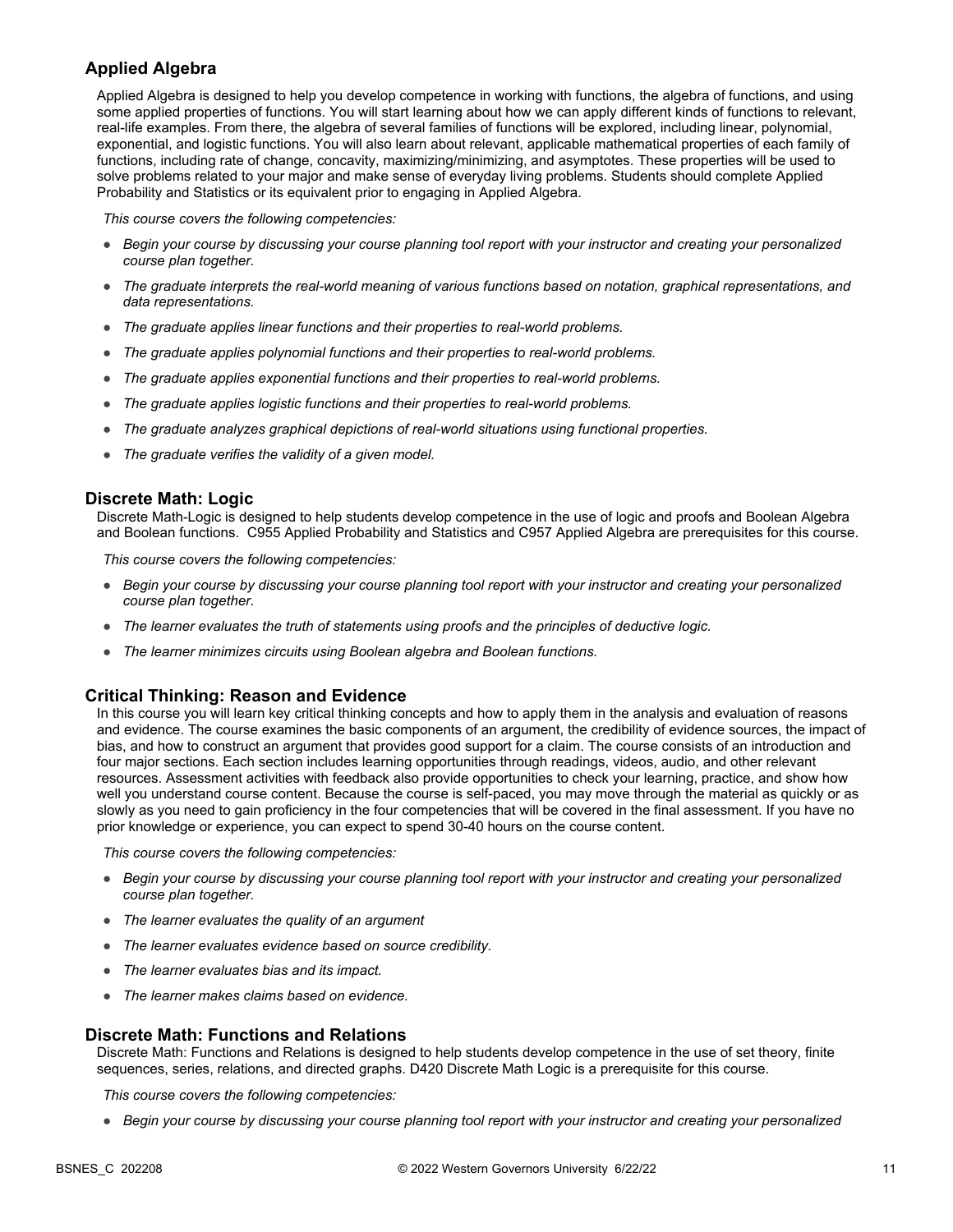## Applied Algebra

Applied Algebra is designed to help you develop competence in working with functions, the algebra of functions, and using some applied properties of functions. You will start learning about how we can apply different kinds of functions to relevant, real-life examples. From there, the algebra of several families of functions will be explored, including linear, polynomial, exponential, and logistic functions. You will also learn about relevant, applicable mathematical properties of each family of functions, including rate of change, concavity, maximizing/minimizing, and asymptotes. These properties will be used to solve problems related to your major and make sense of everyday living problems. Students should complete Applied Probability and Statistics or its equivalent prior to engaging in Applied Algebra.

*This course covers the following competencies:*

- *Begin your course by discussing your course planning tool report with your instructor and creating your personalized course plan together.*
- *The graduate interprets the real-world meaning of various functions based on notation, graphical representations, and data representations.*
- *The graduate applies linear functions and their properties to real-world problems.*
- *The graduate applies polynomial functions and their properties to real-world problems.*
- *The graduate applies exponential functions and their properties to real-world problems.*
- *The graduate applies logistic functions and their properties to real-world problems.*
- *The graduate analyzes graphical depictions of real-world situations using functional properties.*
- *The graduate verifies the validity of a given model.*

## Discrete Math: Logic

Discrete Math-Logic is designed to help students develop competence in the use of logic and proofs and Boolean Algebra and Boolean functions. C955 Applied Probability and Statistics and C957 Applied Algebra are prerequisites for this course.

*This course covers the following competencies:*

- *Begin your course by discussing your course planning tool report with your instructor and creating your personalized course plan together.*
- *The learner evaluates the truth of statements using proofs and the principles of deductive logic.*
- *The learner minimizes circuits using Boolean algebra and Boolean functions.*

## Critical Thinking: Reason and Evidence

In this course you will learn key critical thinking concepts and how to apply them in the analysis and evaluation of reasons and evidence. The course examines the basic components of an argument, the credibility of evidence sources, the impact of bias, and how to construct an argument that provides good support for a claim. The course consists of an introduction and four major sections. Each section includes learning opportunities through readings, videos, audio, and other relevant resources. Assessment activities with feedback also provide opportunities to check your learning, practice, and show how well you understand course content. Because the course is self-paced, you may move through the material as quickly or as slowly as you need to gain proficiency in the four competencies that will be covered in the final assessment. If you have no prior knowledge or experience, you can expect to spend 30-40 hours on the course content.

*This course covers the following competencies:*

- *Begin your course by discussing your course planning tool report with your instructor and creating your personalized course plan together.*
- *The learner evaluates the quality of an argument*
- *The learner evaluates evidence based on source credibility.*
- *The learner evaluates bias and its impact.*
- *The learner makes claims based on evidence.*

## Discrete Math: Functions and Relations

Discrete Math: Functions and Relations is designed to help students develop competence in the use of set theory, finite sequences, series, relations, and directed graphs. D420 Discrete Math Logic is a prerequisite for this course.

*This course covers the following competencies:*

- *Begin your course by discussing your course planning tool report with your instructor and creating your personalized*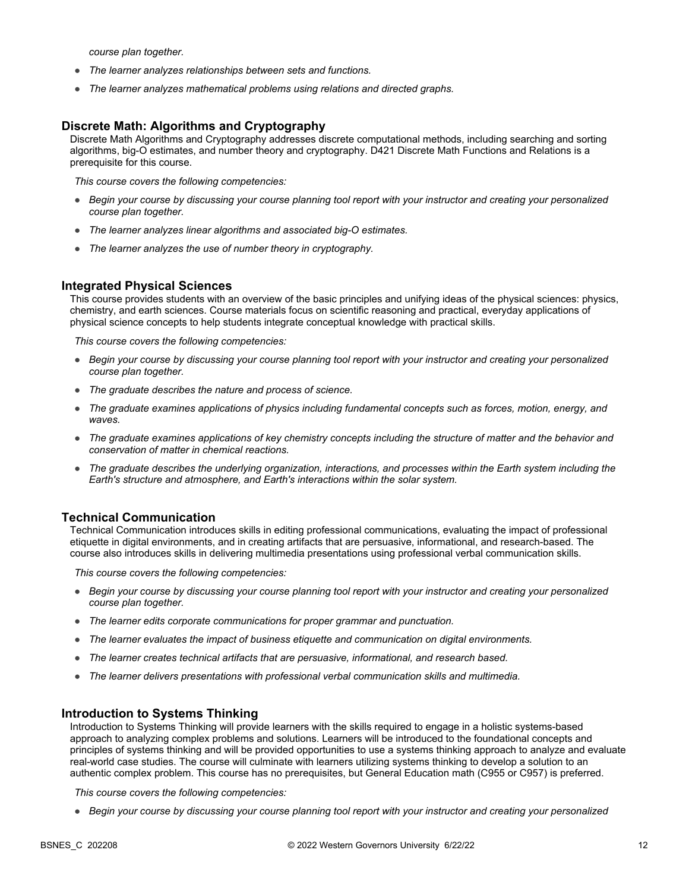*course plan together.*

- *The learner analyzes relationships between sets and functions.*
- *The learner analyzes mathematical problems using relations and directed graphs.*

### Discrete Math: Algorithms and Cryptography

Discrete Math Algorithms and Cryptography addresses discrete computational methods, including searching and sorting algorithms, big-O estimates, and number theory and cryptography. D421 Discrete Math Functions and Relations is a prerequisite for this course.

*This course covers the following competencies:*

- *Begin your course by discussing your course planning tool report with your instructor and creating your personalized course plan together.*
- *The learner analyzes linear algorithms and associated big-O estimates.*
- *The learner analyzes the use of number theory in cryptography.*

### Integrated Physical Sciences

This course provides students with an overview of the basic principles and unifying ideas of the physical sciences: physics, chemistry, and earth sciences. Course materials focus on scientific reasoning and practical, everyday applications of physical science concepts to help students integrate conceptual knowledge with practical skills.

*This course covers the following competencies:*

- *Begin your course by discussing your course planning tool report with your instructor and creating your personalized course plan together.*
- *The graduate describes the nature and process of science.*
- *The graduate examines applications of physics including fundamental concepts such as forces, motion, energy, and waves.*
- *The graduate examines applications of key chemistry concepts including the structure of matter and the behavior and conservation of matter in chemical reactions.*
- *The graduate describes the underlying organization, interactions, and processes within the Earth system including the Earth's structure and atmosphere, and Earth's interactions within the solar system.*

### Technical Communication

Technical Communication introduces skills in editing professional communications, evaluating the impact of professional etiquette in digital environments, and in creating artifacts that are persuasive, informational, and research-based. The course also introduces skills in delivering multimedia presentations using professional verbal communication skills.

*This course covers the following competencies:*

- *Begin your course by discussing your course planning tool report with your instructor and creating your personalized course plan together.*
- *The learner edits corporate communications for proper grammar and punctuation.*
- *The learner evaluates the impact of business etiquette and communication on digital environments.*
- *The learner creates technical artifacts that are persuasive, informational, and research based.*
- *The learner delivers presentations with professional verbal communication skills and multimedia.*

### Introduction to Systems Thinking

Introduction to Systems Thinking will provide learners with the skills required to engage in a holistic systems-based approach to analyzing complex problems and solutions. Learners will be introduced to the foundational concepts and principles of systems thinking and will be provided opportunities to use a systems thinking approach to analyze and evaluate real-world case studies. The course will culminate with learners utilizing systems thinking to develop a solution to an authentic complex problem. This course has no prerequisites, but General Education math (C955 or C957) is preferred.

*This course covers the following competencies:*

- *Begin your course by discussing your course planning tool report with your instructor and creating your personalized*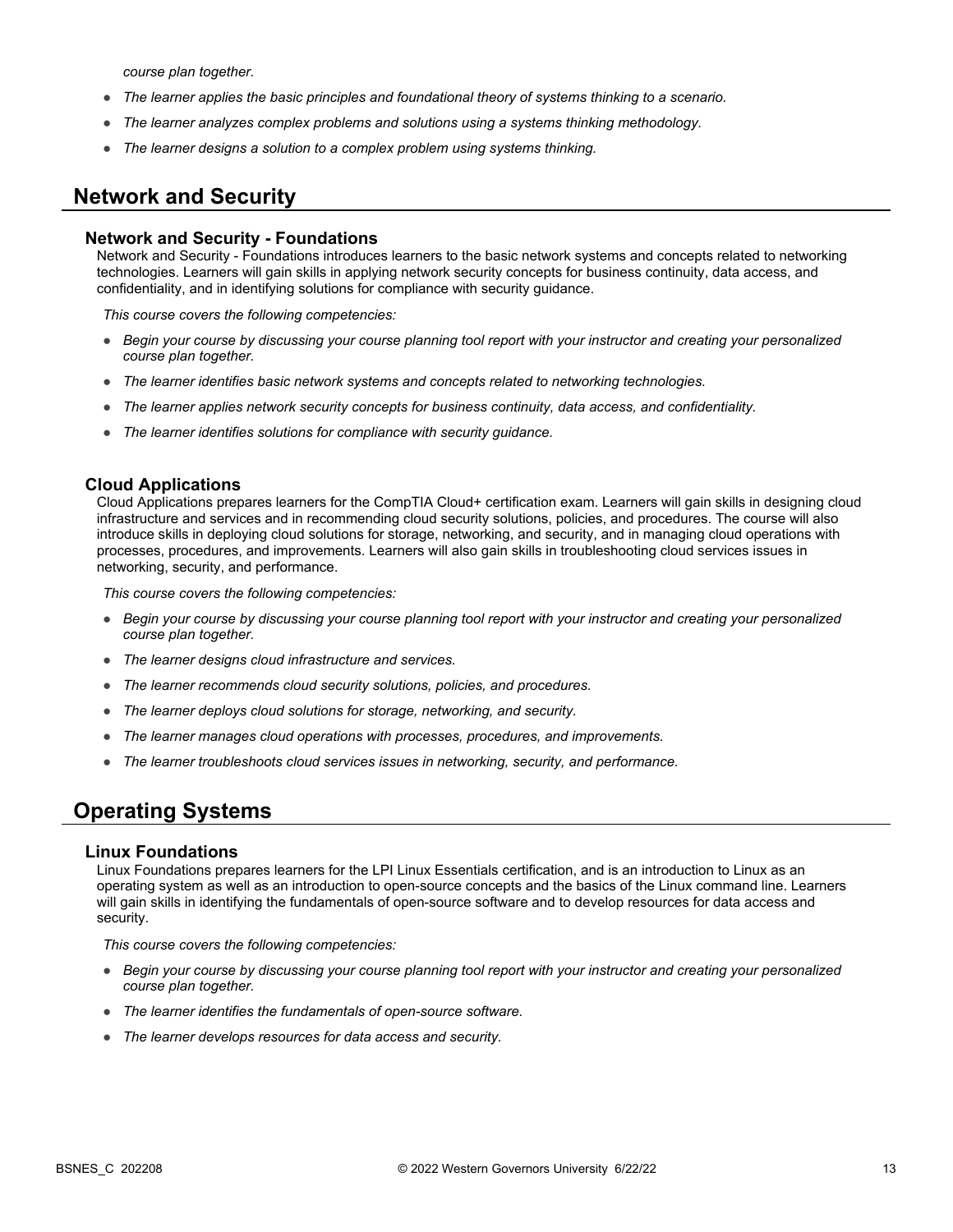*course plan together.*

- *The learner applies the basic principles and foundational theory of systems thinking to a scenario.*
- *The learner analyzes complex problems and solutions using a systems thinking methodology.*
- *The learner designs a solution to a complex problem using systems thinking.*

## Network and Security

### Network and Security - Foundations

Network and Security - Foundations introduces learners to the basic network systems and concepts related to networking technologies. Learners will gain skills in applying network security concepts for business continuity, data access, and confidentiality, and in identifying solutions for compliance with security guidance.

*This course covers the following competencies:*

- *Begin your course by discussing your course planning tool report with your instructor and creating your personalized course plan together.*
- *The learner identifies basic network systems and concepts related to networking technologies.*
- *The learner applies network security concepts for business continuity, data access, and confidentiality.*
- *The learner identifies solutions for compliance with security guidance.*

### Cloud Applications

Cloud Applications prepares learners for the CompTIA Cloud+ certification exam. Learners will gain skills in designing cloud infrastructure and services and in recommending cloud security solutions, policies, and procedures. The course will also introduce skills in deploying cloud solutions for storage, networking, and security, and in managing cloud operations with processes, procedures, and improvements. Learners will also gain skills in troubleshooting cloud services issues in networking, security, and performance.

*This course covers the following competencies:*

- *Begin your course by discussing your course planning tool report with your instructor and creating your personalized course plan together.*
- *The learner designs cloud infrastructure and services.*
- *The learner recommends cloud security solutions, policies, and procedures.*
- *The learner deploys cloud solutions for storage, networking, and security.*
- *The learner manages cloud operations with processes, procedures, and improvements.*
- *The learner troubleshoots cloud services issues in networking, security, and performance.*

## Operating Systems

### Linux Foundations

Linux Foundations prepares learners for the LPI Linux Essentials certification, and is an introduction to Linux as an operating system as well as an introduction to open-source concepts and the basics of the Linux command line. Learners will gain skills in identifying the fundamentals of open-source software and to develop resources for data access and security.

*This course covers the following competencies:*

- *Begin your course by discussing your course planning tool report with your instructor and creating your personalized course plan together.*
- *The learner identifies the fundamentals of open-source software.*
- *The learner develops resources for data access and security.*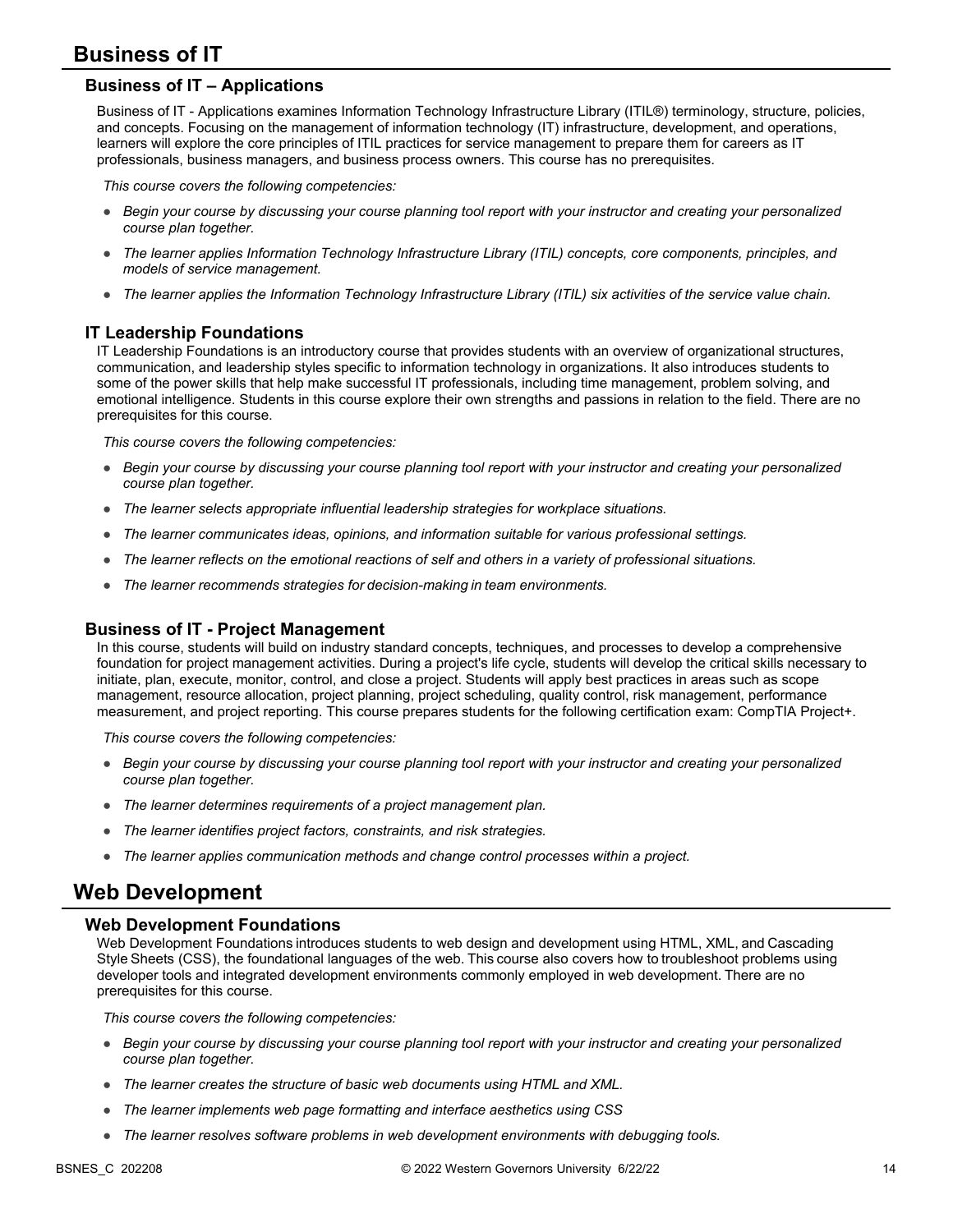## Business of IT

### Business of IT – Applications

Business of IT - Applications examines Information Technology Infrastructure Library (ITIL®) terminology, structure, policies, and concepts. Focusing on the management of information technology (IT) infrastructure, development, and operations, learners will explore the core principles of ITIL practices for service management to prepare them for careers as IT professionals, business managers, and business process owners. This course has no prerequisites.

*This course covers the following competencies:*

- *Begin your course by discussing your course planning tool report with your instructor and creating your personalized course plan together.*
- *The learner applies Information Technology Infrastructure Library (ITIL) concepts, core components, principles, and models of service management.*
- *The learner applies the Information Technology Infrastructure Library (ITIL) six activities of the service value chain.*

### IT Leadership Foundations

IT Leadership Foundations is an introductory course that provides students with an overview of organizational structures, communication, and leadership styles specific to information technology in organizations. It also introduces students to some of the power skills that help make successful IT professionals, including time management, problem solving, and emotional intelligence. Students in this course explore their own strengths and passions in relation to the field. There are no prerequisites for this course.

*This course covers the following competencies:*

- *Begin your course by discussing your course planning tool report with your instructor and creating your personalized course plan together.*
- *The learner selects appropriate influential leadership strategies for workplace situations.*
- *The learner communicates ideas, opinions, and information suitable for various professional settings.*
- *The learner reflects on the emotional reactions of self and others in a variety of professional situations.*
- *The learner recommends strategies for decision-making in team environments.*

### Business of IT - Project Management

In this course, students will build on industry standard concepts, techniques, and processes to develop a comprehensive foundation for project management activities. During a project's life cycle, students will develop the critical skills necessary to initiate, plan, execute, monitor, control, and close a project. Students will apply best practices in areas such as scope management, resource allocation, project planning, project scheduling, quality control, risk management, performance measurement, and project reporting. This course prepares students for the following certification exam: CompTIA Project+.

*This course covers the following competencies:*

- *Begin your course by discussing your course planning tool report with your instructor and creating your personalized course plan together.*
- *The learner determines requirements of a project management plan.*
- *The learner identifies project factors, constraints, and risk strategies.*
- *The learner applies communication methods and change control processes within a project.*

## Web Development

### Web Development Foundations

Web Development Foundations introduces students to web design and development using HTML, XML, and Cascading Style Sheets (CSS), the foundational languages of the web. This course also covers how to troubleshoot problems using developer tools and integrated development environments commonly employed in web development. There are no prerequisites for this course.

*This course covers the following competencies:*

- *Begin your course by discussing your course planning tool report with your instructor and creating your personalized course plan together.*
- *The learner creates the structure of basic web documents using HTML and XML.*
- *The learner implements web page formatting and interface aesthetics using CSS*
- *The learner resolves software problems in web development environments with debugging tools.*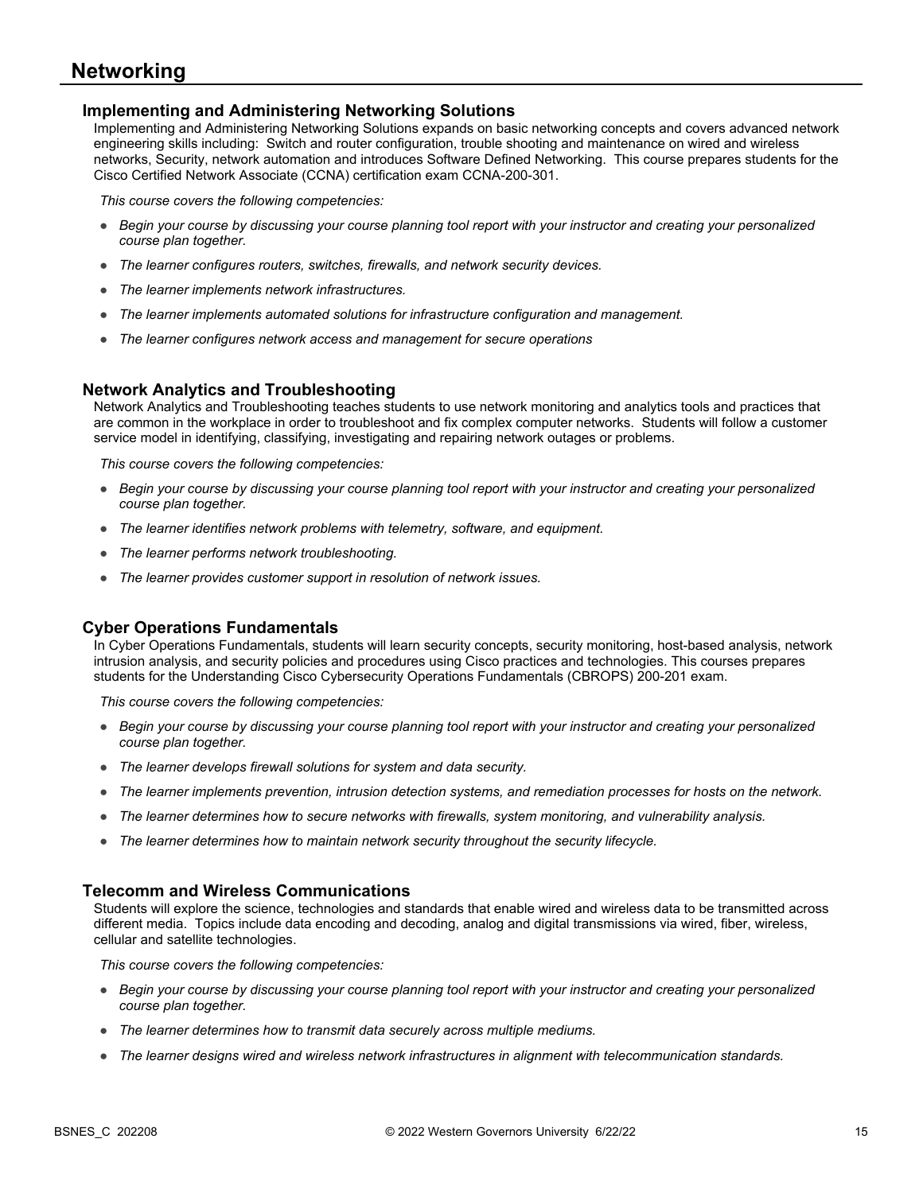# Networking

## Implementing and Administering Networking Solutions

Implementing and Administering Networking Solutions expands on basic networking concepts and covers advanced network engineering skills including: Switch and router configuration, trouble shooting and maintenance on wired and wireless networks, Security, network automation and introduces Software Defined Networking. This course prepares students for the Cisco Certified Network Associate (CCNA) certification exam CCNA-200-301.

*This course covers the following competencies:*

- *Begin your course by discussing your course planning tool report with your instructor and creating your personalized course plan together.*
- *The learner configures routers, switches, firewalls, and network security devices.*
- *The learner implements network infrastructures.*
- *The learner implements automated solutions for infrastructure configuration and management.*
- *The learner configures network access and management for secure operations*

## Network Analytics and Troubleshooting

Network Analytics and Troubleshooting teaches students to use network monitoring and analytics tools and practices that are common in the workplace in order to troubleshoot and fix complex computer networks. Students will follow a customer service model in identifying, classifying, investigating and repairing network outages or problems.

*This course covers the following competencies:*

- *Begin your course by discussing your course planning tool report with your instructor and creating your personalized course plan together.*
- *The learner identifies network problems with telemetry, software, and equipment.*
- *The learner performs network troubleshooting.*
- *The learner provides customer support in resolution of network issues.*

## Cyber Operations Fundamentals

In Cyber Operations Fundamentals, students will learn security concepts, security monitoring, host-based analysis, network intrusion analysis, and security policies and procedures using Cisco practices and technologies. This courses prepares students for the Understanding Cisco Cybersecurity Operations Fundamentals (CBROPS) 200-201 exam.

*This course covers the following competencies:*

- *Begin your course by discussing your course planning tool report with your instructor and creating your personalized course plan together.*
- *The learner develops firewall solutions for system and data security.*
- *The learner implements prevention, intrusion detection systems, and remediation processes for hosts on the network.*
- *The learner determines how to secure networks with firewalls, system monitoring, and vulnerability analysis.*
- *The learner determines how to maintain network security throughout the security lifecycle.*

## Telecomm and Wireless Communications

Students will explore the science, technologies and standards that enable wired and wireless data to be transmitted across different media. Topics include data encoding and decoding, analog and digital transmissions via wired, fiber, wireless, cellular and satellite technologies.

*This course covers the following competencies:*

- *Begin your course by discussing your course planning tool report with your instructor and creating your personalized course plan together.*
- *The learner determines how to transmit data securely across multiple mediums.*
- *The learner designs wired and wireless network infrastructures in alignment with telecommunication standards.*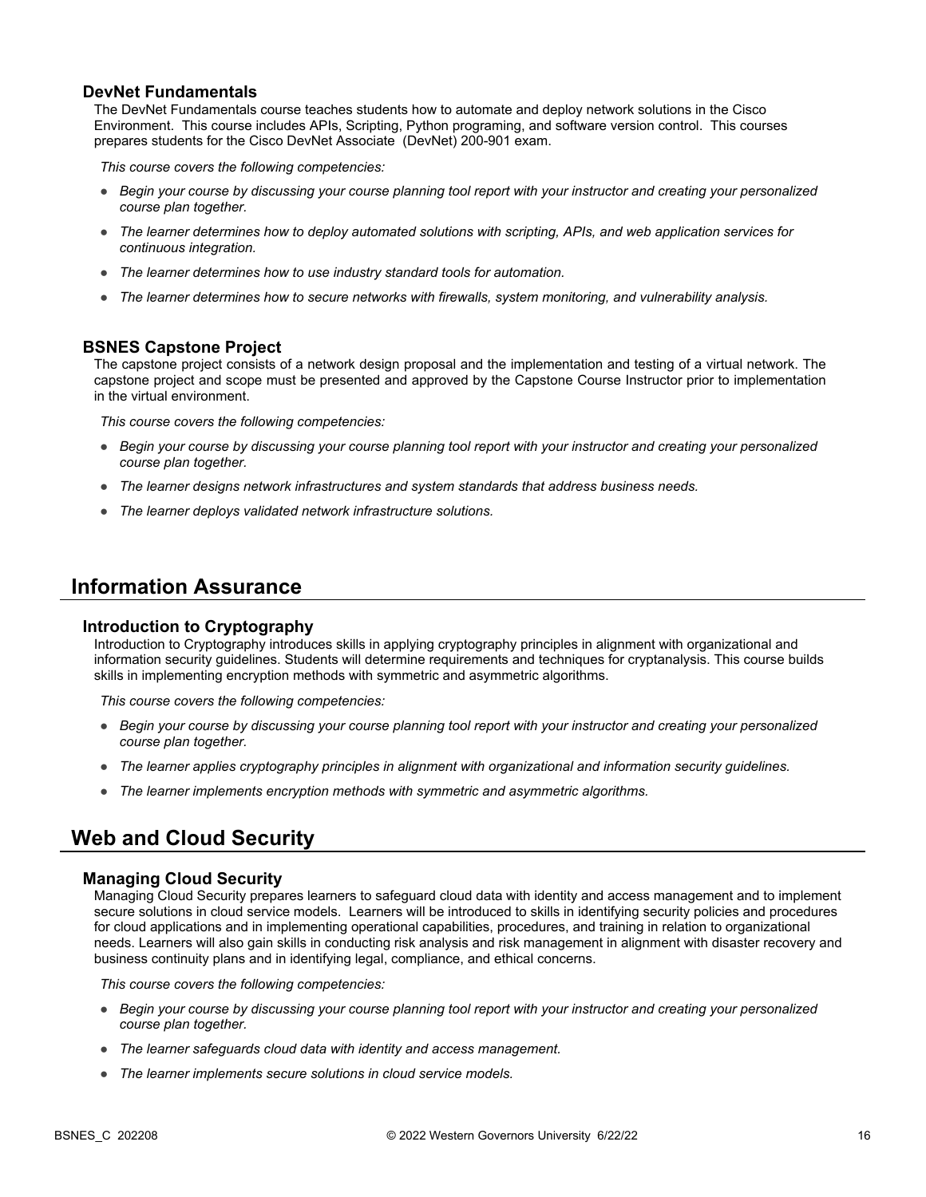### DevNet Fundamentals

The DevNet Fundamentals course teaches students how to automate and deploy network solutions in the Cisco Environment.  This course includes APIs, Scripting, Python programing, and software version control.  This courses prepares students for the Cisco DevNet Associate  (DevNet) 200-901 exam.

*This course covers the following competencies:*

- *Begin your course by discussing your course planning tool report with your instructor and creating your personalized course plan together.*
- *The learner determines how to deploy automated solutions with scripting, APIs, and web application services for continuous integration.*
- *The learner determines how to use industry standard tools for automation.*
- *The learner determines how to secure networks with firewalls, system monitoring, and vulnerability analysis.*

### BSNES Capstone Project

The capstone project consists of a network design proposal and the implementation and testing of a virtual network. The capstone project and scope must be presented and approved by the Capstone Course Instructor prior to implementation in the virtual environment.

*This course covers the following competencies:*

- *Begin your course by discussing your course planning tool report with your instructor and creating your personalized course plan together.*
- *The learner designs network infrastructures and system standards that address business needs.*
- *The learner deploys validated network infrastructure solutions.*

## Information Assurance

### Introduction to Cryptography

Introduction to Cryptography introduces skills in applying cryptography principles in alignment with organizational and information security guidelines. Students will determine requirements and techniques for cryptanalysis. This course builds skills in implementing encryption methods with symmetric and asymmetric algorithms.

*This course covers the following competencies:*

- *Begin your course by discussing your course planning tool report with your instructor and creating your personalized course plan together.*
- *The learner applies cryptography principles in alignment with organizational and information security guidelines.*
- *The learner implements encryption methods with symmetric and asymmetric algorithms.*

## Web and Cloud Security

### Managing Cloud Security

Managing Cloud Security prepares learners to safeguard cloud data with identity and access management and to implement secure solutions in cloud service models.  Learners will be introduced to skills in identifying security policies and procedures for cloud applications and in implementing operational capabilities, procedures, and training in relation to organizational needs. Learners will also gain skills in conducting risk analysis and risk management in alignment with disaster recovery and business continuity plans and in identifying legal, compliance, and ethical concerns.

*This course covers the following competencies:*

- *Begin your course by discussing your course planning tool report with your instructor and creating your personalized course plan together.*
- *The learner safeguards cloud data with identity and access management.*
- *The learner implements secure solutions in cloud service models.*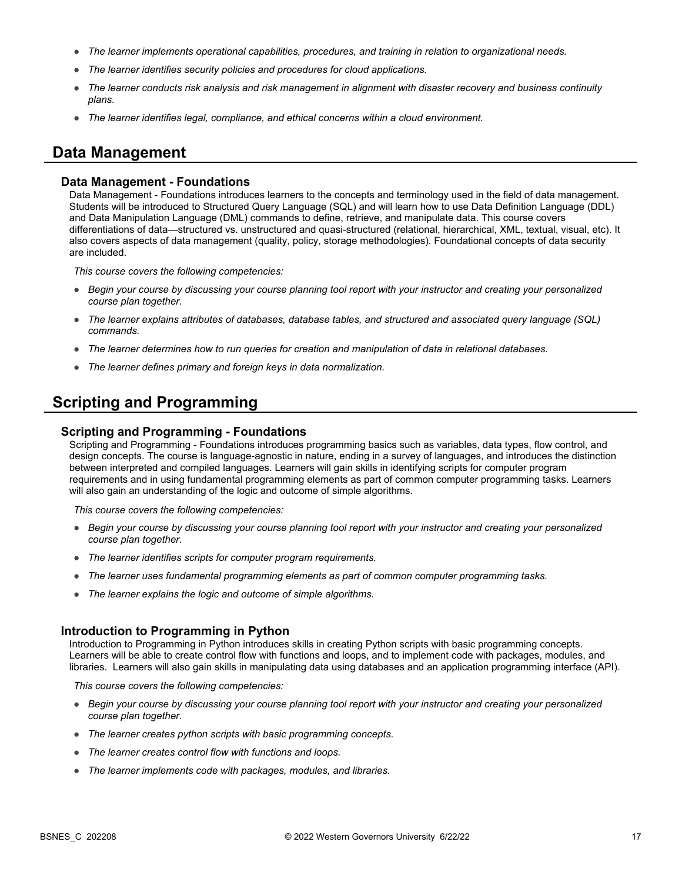- *The learner implements operational capabilities, procedures, and training in relation to organizational needs.*
- *The learner identifies security policies and procedures for cloud applications.*
- *The learner conducts risk analysis and risk management in alignment with disaster recovery and business continuity plans.*
- *The learner identifies legal, compliance, and ethical concerns within a cloud environment.*

## Data Management

### Data Management - Foundations

Data Management - Foundations introduces learners to the concepts and terminology used in the field of data management. Students will be introduced to Structured Query Language (SQL) and will learn how to use Data Definition Language (DDL) and Data Manipulation Language (DML) commands to define, retrieve, and manipulate data. This course covers differentiations of data—structured vs. unstructured and quasi-structured (relational, hierarchical, XML, textual, visual, etc). It also covers aspects of data management (quality, policy, storage methodologies). Foundational concepts of data security are included.

*This course covers the following competencies:*

- *Begin your course by discussing your course planning tool report with your instructor and creating your personalized course plan together.*
- *The learner explains attributes of databases, database tables, and structured and associated query language (SQL) commands.*
- *The learner determines how to run queries for creation and manipulation of data in relational databases.*
- *The learner defines primary and foreign keys in data normalization.*

## Scripting and Programming

### Scripting and Programming - Foundations

Scripting and Programming - Foundations introduces programming basics such as variables, data types, flow control, and design concepts. The course is language-agnostic in nature, ending in a survey of languages, and introduces the distinction between interpreted and compiled languages. Learners will gain skills in identifying scripts for computer program requirements and in using fundamental programming elements as part of common computer programming tasks. Learners will also gain an understanding of the logic and outcome of simple algorithms.

*This course covers the following competencies:*

- *Begin your course by discussing your course planning tool report with your instructor and creating your personalized course plan together.*
- *The learner identifies scripts for computer program requirements.*
- *The learner uses fundamental programming elements as part of common computer programming tasks.*
- *The learner explains the logic and outcome of simple algorithms.*

### Introduction to Programming in Python

Introduction to Programming in Python introduces skills in creating Python scripts with basic programming concepts. Learners will be able to create control flow with functions and loops, and to implement code with packages, modules, and libraries. Learners will also gain skills in manipulating data using databases and an application programming interface (API).

*This course covers the following competencies:*

- *Begin your course by discussing your course planning tool report with your instructor and creating your personalized course plan together.*
- *The learner creates python scripts with basic programming concepts.*
- *The learner creates control flow with functions and loops.*
- *The learner implements code with packages, modules, and libraries.*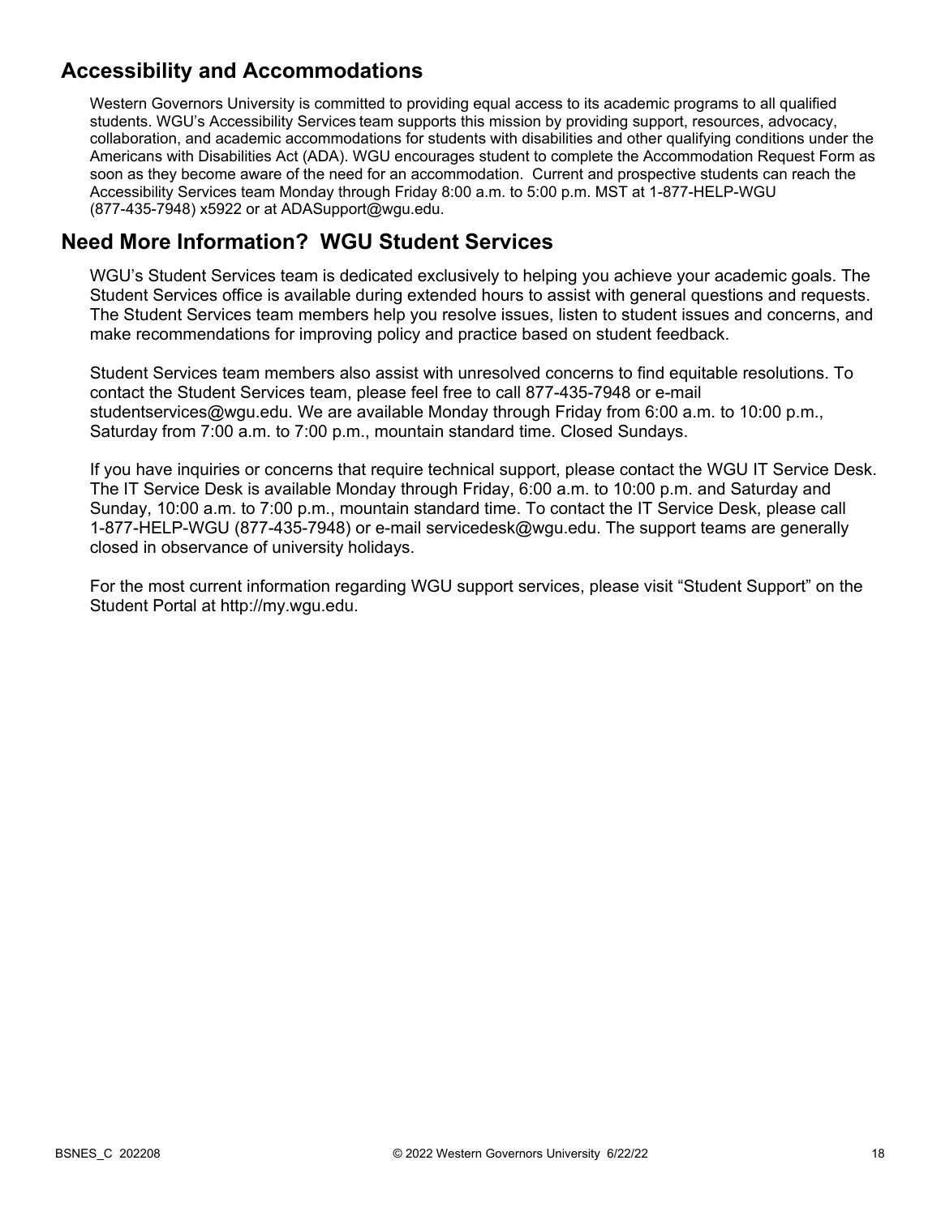## Accessibility and Accommodations

Western Governors University is committed to providing equal access to its academic programs to all qualified students. WGU's Accessibility Services team supports this mission by providing support, resources, advocacy, collaboration, and academic accommodations for students with disabilities and other qualifying conditions under the Americans with Disabilities Act (ADA). WGU encourages student to complete the Accommodation Request Form as soon as they become aware of the need for an accommodation. Current and prospective students can reach the Accessibility Services team Monday through Friday 8:00 a.m. to 5:00 p.m. MST at 1-877-HELP-WGU (877-435-7948) x5922 or at ADASupport@wgu.edu.

## Need More Information? WGU Student Services

WGU's Student Services team is dedicated exclusively to helping you achieve your academic goals. The Student Services office is available during extended hours to assist with general questions and requests. The Student Services team members help you resolve issues, listen to student issues and concerns, and make recommendations for improving policy and practice based on student feedback.

Student Services team members also assist with unresolved concerns to find equitable resolutions. To contact the Student Services team, please feel free to call 877-435-7948 or e-mail studentservices@wgu.edu. We are available Monday through Friday from 6:00 a.m. to 10:00 p.m., Saturday from 7:00 a.m. to 7:00 p.m., mountain standard time. Closed Sundays.

If you have inquiries or concerns that require technical support, please contact the WGU IT Service Desk. The IT Service Desk is available Monday through Friday, 6:00 a.m. to 10:00 p.m. and Saturday and Sunday, 10:00 a.m. to 7:00 p.m., mountain standard time. To contact the IT Service Desk, please call 1-877-HELP-WGU (877-435-7948) or e-mail servicedesk@wgu.edu. The support teams are generally closed in observance of university holidays.

For the most current information regarding WGU support services, please visit "Student Support" on the Student Portal at http://my.wgu.edu.